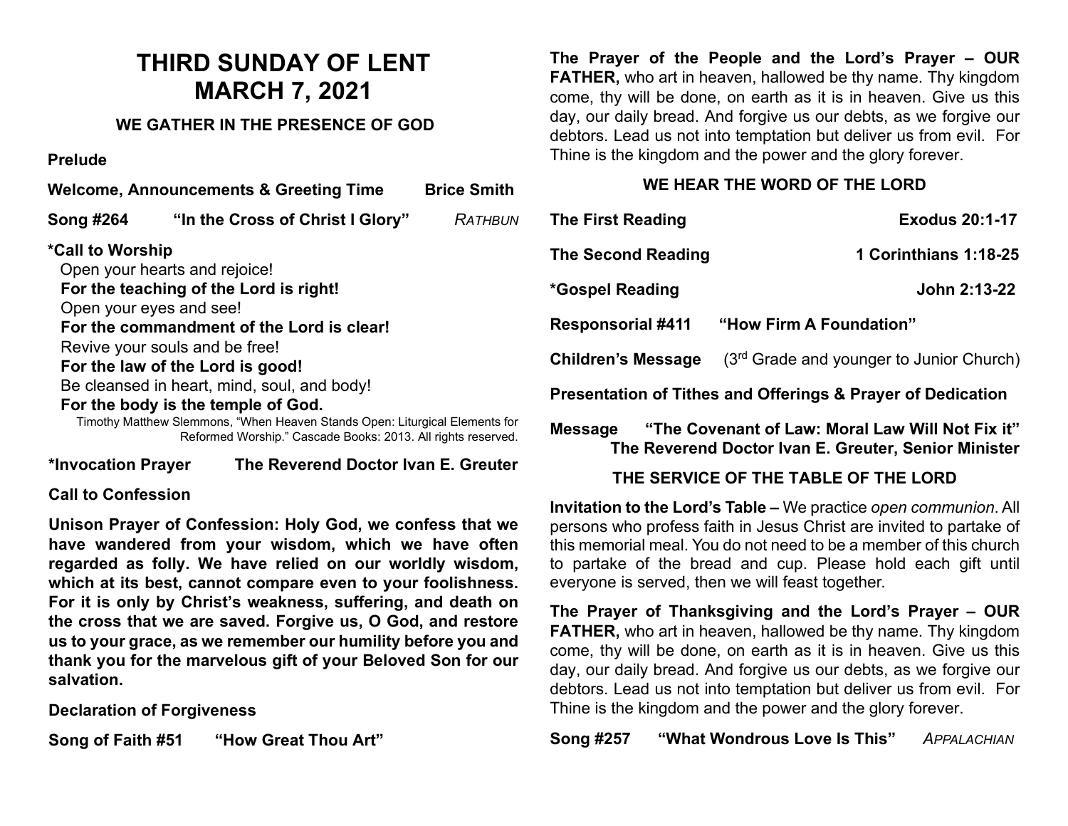# THIRD SUNDAY OF LENT
# MARCH 7, 2021

### WE GATHER IN THE PRESENCE OF GOD

**Prelude**

**Welcome, Announcements & Greeting Time** **Brice Smith**

**Song #264** **"In the Cross of Christ I Glory"** *RATHBUN*

**\*Call to Worship**

Open your hearts and rejoice!
**For the teaching of the Lord is right!**
Open your eyes and see!
**For the commandment of the Lord is clear!**
Revive your souls and be free!
**For the law of the Lord is good!**
Be cleansed in heart, mind, soul, and body!
**For the body is the temple of God.**

Timothy Matthew Slemmons, "When Heaven Stands Open: Liturgical Elements for Reformed Worship." Cascade Books: 2013. All rights reserved.

**\*Invocation Prayer** **The Reverend Doctor Ivan E. Greuter**

**Call to Confession**

**Unison Prayer of Confession: Holy God, we confess that we have wandered from your wisdom, which we have often regarded as folly. We have relied on our worldly wisdom, which at its best, cannot compare even to your foolishness. For it is only by Christ's weakness, suffering, and death on the cross that we are saved. Forgive us, O God, and restore us to your grace, as we remember our humility before you and thank you for the marvelous gift of your Beloved Son for our salvation.**

**Declaration of Forgiveness**

**Song of Faith #51** **"How Great Thou Art"**

**The Prayer of the People and the Lord's Prayer – OUR FATHER,** who art in heaven, hallowed be thy name. Thy kingdom come, thy will be done, on earth as it is in heaven. Give us this day, our daily bread. And forgive us our debts, as we forgive our debtors. Lead us not into temptation but deliver us from evil. For Thine is the kingdom and the power and the glory forever.

### WE HEAR THE WORD OF THE LORD

**The First Reading** **Exodus 20:1-17**

**The Second Reading** **1 Corinthians 1:18-25**

**\*Gospel Reading** **John 2:13-22**

**Responsorial #411** **"How Firm A Foundation"**

**Children's Message** (3rd Grade and younger to Junior Church)

**Presentation of Tithes and Offerings & Prayer of Dedication**

**Message** **"The Covenant of Law: Moral Law Will Not Fix it"**
**The Reverend Doctor Ivan E. Greuter, Senior Minister**

### THE SERVICE OF THE TABLE OF THE LORD

**Invitation to the Lord's Table –** We practice *open communion*. All persons who profess faith in Jesus Christ are invited to partake of this memorial meal. You do not need to be a member of this church to partake of the bread and cup. Please hold each gift until everyone is served, then we will feast together.

**The Prayer of Thanksgiving and the Lord's Prayer – OUR FATHER,** who art in heaven, hallowed be thy name. Thy kingdom come, thy will be done, on earth as it is in heaven. Give us this day, our daily bread. And forgive us our debts, as we forgive our debtors. Lead us not into temptation but deliver us from evil. For Thine is the kingdom and the power and the glory forever.

**Song #257** **"What Wondrous Love Is This"** *APPALACHIAN*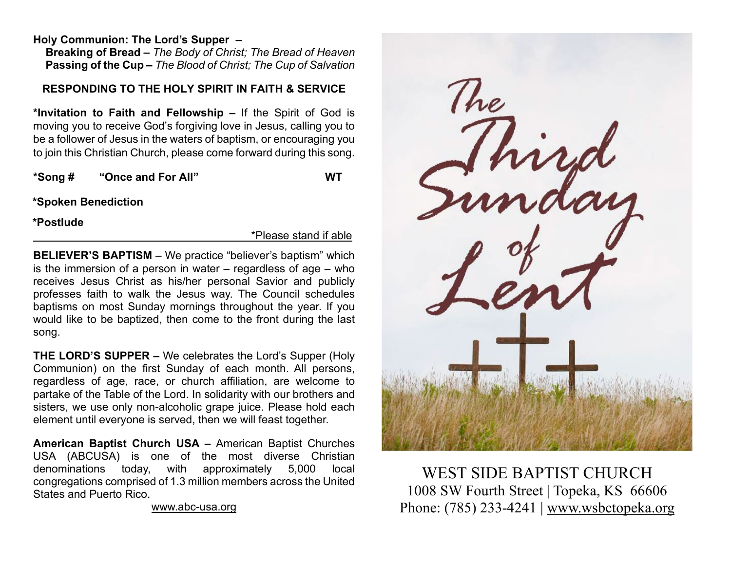**Holy Communion: The Lord's Supper –**
**Breaking of Bread –** *The Body of Christ; The Bread of Heaven*
**Passing of the Cup –** *The Blood of Christ; The Cup of Salvation*

## RESPONDING TO THE HOLY SPIRIT IN FAITH & SERVICE

***Invitation to Faith and Fellowship –** If the Spirit of God is moving you to receive God's forgiving love in Jesus, calling you to be a follower of Jesus in the waters of baptism, or encouraging you to join this Christian Church, please come forward during this song.

***Song # "Once and For All" WT**

***Spoken Benediction**

***Postlude**

*Please stand if able

**BELIEVER'S BAPTISM** – We practice "believer's baptism" which is the immersion of a person in water – regardless of age – who receives Jesus Christ as his/her personal Savior and publicly professes faith to walk the Jesus way. The Council schedules baptisms on most Sunday mornings throughout the year. If you would like to be baptized, then come to the front during the last song.

**THE LORD'S SUPPER –** We celebrates the Lord's Supper (Holy Communion) on the first Sunday of each month. All persons, regardless of age, race, or church affiliation, are welcome to partake of the Table of the Lord. In solidarity with our brothers and sisters, we use only non-alcoholic grape juice. Please hold each element until everyone is served, then we will feast together.

**American Baptist Church USA –** American Baptist Churches USA (ABCUSA) is one of the most diverse Christian denominations today, with approximately 5,000 local congregations comprised of 1.3 million members across the United States and Puerto Rico.

www.abc-usa.org

# The Third Sunday of Lent

WEST SIDE BAPTIST CHURCH
1008 SW Fourth Street | Topeka, KS 66606
Phone: (785) 233-4241 | www.wsbctopeka.org